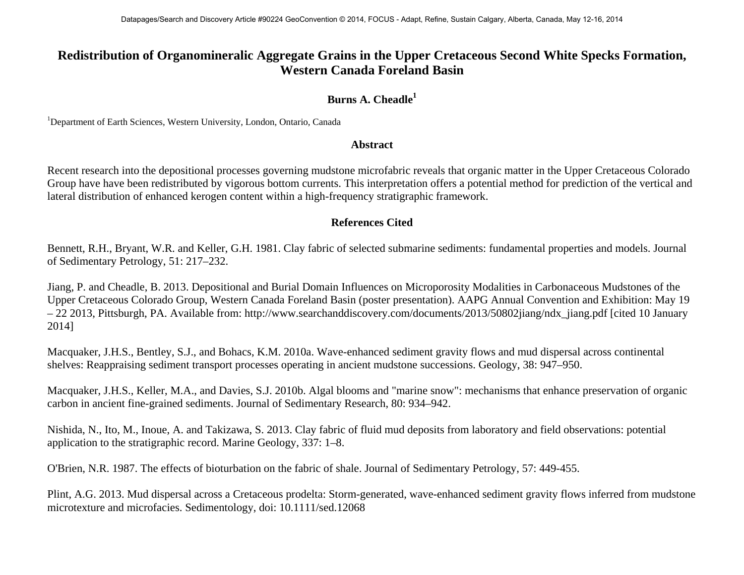# Redistribution of Organomineralic Aggregate Grains in the Upper Cretaceous Second White Specks Formation, Western Canada Foreland Basin

**Burns A. Cheadle[1]**

[1]Department of Earth Sciences, Western University, London, Ontario, Canada

## Abstract

Recent research into the depositional processes governing mudstone microfabric reveals that organic matter in the Upper Cretaceous Colorado Group have have been redistributed by vigorous bottom currents. This interpretation offers a potential method for prediction of the vertical and lateral distribution of enhanced kerogen content within a high-frequency stratigraphic framework.

## References Cited

Bennett, R.H., Bryant, W.R. and Keller, G.H. 1981. Clay fabric of selected submarine sediments: fundamental properties and models. Journal of Sedimentary Petrology, 51: 217–232.

Jiang, P. and Cheadle, B. 2013. Depositional and Burial Domain Influences on Microporosity Modalities in Carbonaceous Mudstones of the Upper Cretaceous Colorado Group, Western Canada Foreland Basin (poster presentation). AAPG Annual Convention and Exhibition: May 19 – 22 2013, Pittsburgh, PA. Available from: http://www.searchanddiscovery.com/documents/2013/50802jiang/ndx_jiang.pdf [cited 10 January 2014]

Macquaker, J.H.S., Bentley, S.J., and Bohacs, K.M. 2010a. Wave-enhanced sediment gravity flows and mud dispersal across continental shelves: Reappraising sediment transport processes operating in ancient mudstone successions. Geology, 38: 947–950.

Macquaker, J.H.S., Keller, M.A., and Davies, S.J. 2010b. Algal blooms and "marine snow": mechanisms that enhance preservation of organic carbon in ancient fine-grained sediments. Journal of Sedimentary Research, 80: 934–942.

Nishida, N., Ito, M., Inoue, A. and Takizawa, S. 2013. Clay fabric of fluid mud deposits from laboratory and field observations: potential application to the stratigraphic record. Marine Geology, 337: 1–8.

O'Brien, N.R. 1987. The effects of bioturbation on the fabric of shale. Journal of Sedimentary Petrology, 57: 449-455.

Plint, A.G. 2013. Mud dispersal across a Cretaceous prodelta: Storm-generated, wave-enhanced sediment gravity flows inferred from mudstone microtexture and microfacies. Sedimentology, doi: 10.1111/sed.12068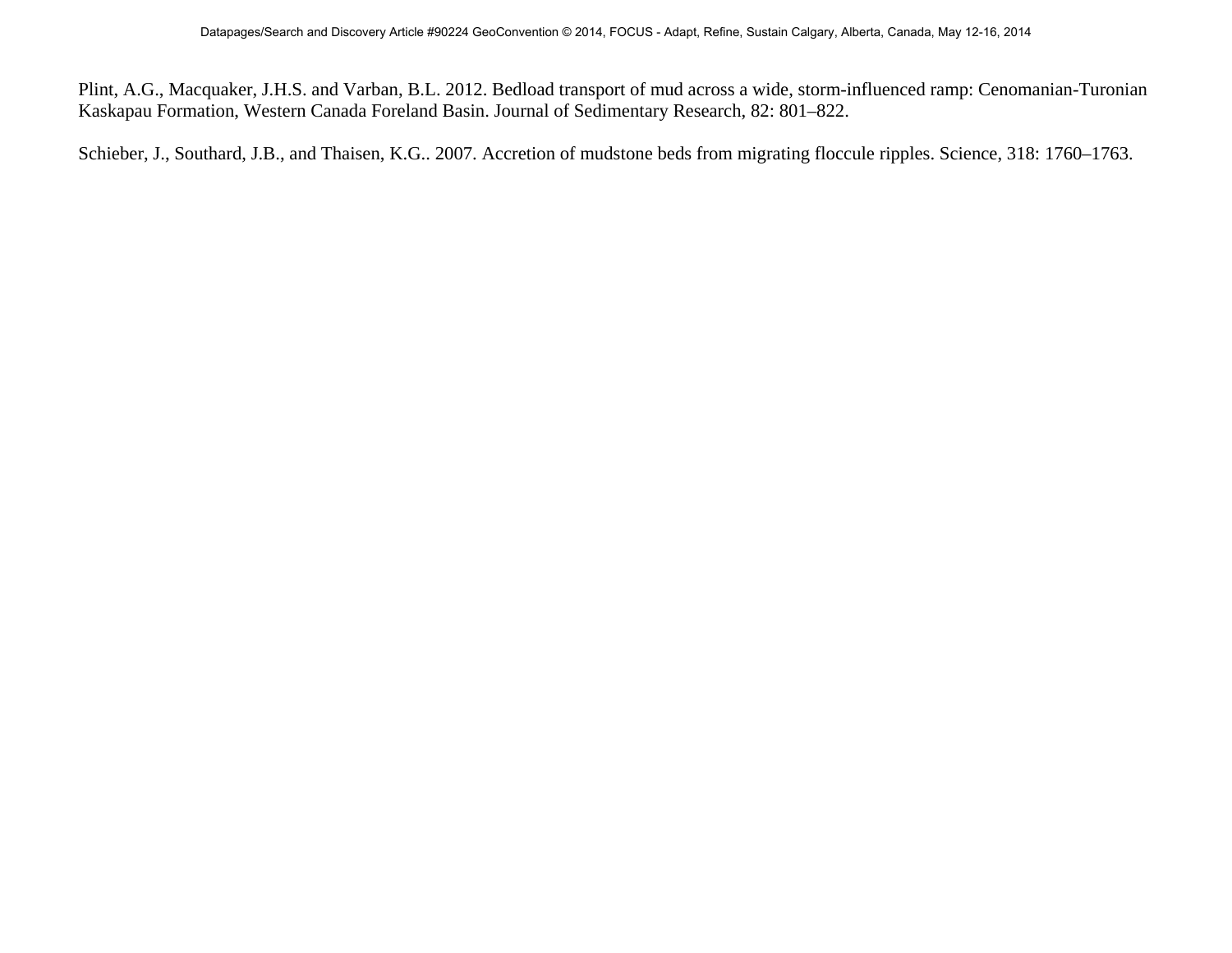Plint, A.G., Macquaker, J.H.S. and Varban, B.L. 2012. Bedload transport of mud across a wide, storm-influenced ramp: Cenomanian-Turonian Kaskapau Formation, Western Canada Foreland Basin. Journal of Sedimentary Research, 82: 801–822.

Schieber, J., Southard, J.B., and Thaisen, K.G.. 2007. Accretion of mudstone beds from migrating floccule ripples. Science, 318: 1760–1763.